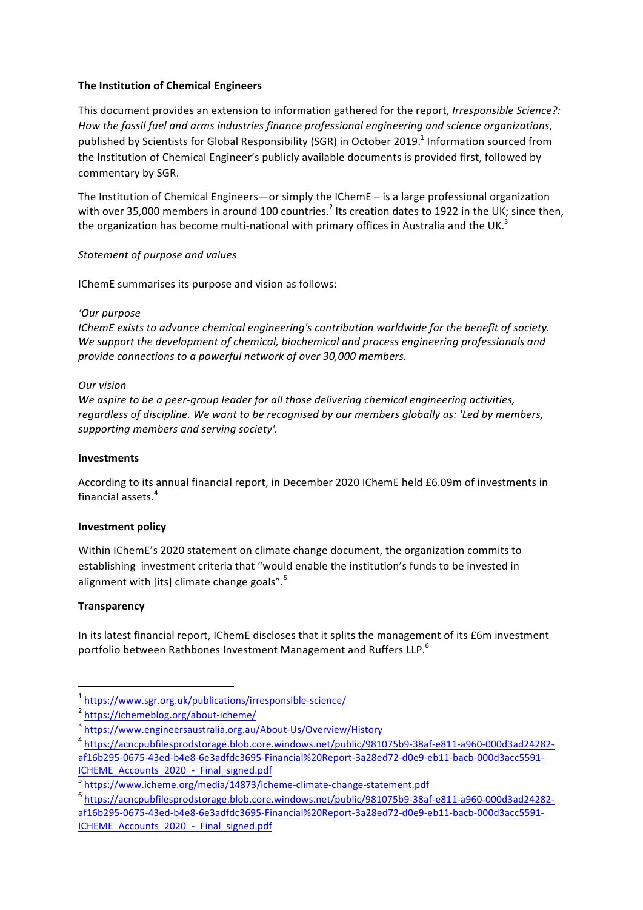**The Institution of Chemical Engineers**

This document provides an extension to information gathered for the report, *Irresponsible Science?: How the fossil fuel and arms industries finance professional engineering and science organizations*, published by Scientists for Global Responsibility (SGR) in October 2019.[1] Information sourced from the Institution of Chemical Engineer's publicly available documents is provided first, followed by commentary by SGR.

The Institution of Chemical Engineers—or simply the IChemE – is a large professional organization with over 35,000 members in around 100 countries.[2] Its creation dates to 1922 in the UK; since then, the organization has become multi-national with primary offices in Australia and the UK.[3]

*Statement of purpose and values*

IChemE summarises its purpose and vision as follows:

*'Our purpose*
*IChemE exists to advance chemical engineering's contribution worldwide for the benefit of society. We support the development of chemical, biochemical and process engineering professionals and provide connections to a powerful network of over 30,000 members.*

*Our vision*
*We aspire to be a peer-group leader for all those delivering chemical engineering activities, regardless of discipline. We want to be recognised by our members globally as: 'Led by members, supporting members and serving society'.*

**Investments**

According to its annual financial report, in December 2020 IChemE held £6.09m of investments in financial assets.[4]

**Investment policy**

Within IChemE's 2020 statement on climate change document, the organization commits to establishing investment criteria that "would enable the institution's funds to be invested in alignment with [its] climate change goals".[5]

**Transparency**

In its latest financial report, IChemE discloses that it splits the management of its £6m investment portfolio between Rathbones Investment Management and Ruffers LLP.[6]

---

[1] https://www.sgr.org.uk/publications/irresponsible-science/
[2] https://ichemeblog.org/about-icheme/
[3] https://www.engineersaustralia.org.au/About-Us/Overview/History
[4] https://acncpubfilesprodstorage.blob.core.windows.net/public/981075b9-38af-e811-a960-000d3ad24282-af16b295-0675-43ed-b4e8-6e3adfdc3695-Financial%20Report-3a28ed72-d0e9-eb11-bacb-000d3acc5591-ICHEME_Accounts_2020_-_Final_signed.pdf
[5] https://www.icheme.org/media/14873/icheme-climate-change-statement.pdf
[6] https://acncpubfilesprodstorage.blob.core.windows.net/public/981075b9-38af-e811-a960-000d3ad24282-af16b295-0675-43ed-b4e8-6e3adfdc3695-Financial%20Report-3a28ed72-d0e9-eb11-bacb-000d3acc5591-ICHEME_Accounts_2020_-_Final_signed.pdf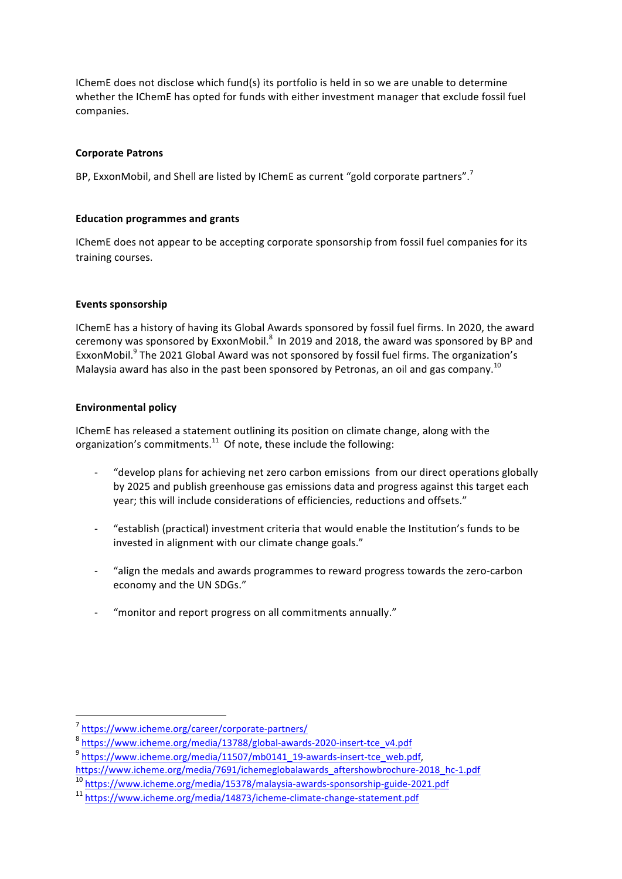IChemE does not disclose which fund(s) its portfolio is held in so we are unable to determine whether the IChemE has opted for funds with either investment manager that exclude fossil fuel companies.

**Corporate Patrons**

BP, ExxonMobil, and Shell are listed by IChemE as current "gold corporate partners".[7]

**Education programmes and grants**

IChemE does not appear to be accepting corporate sponsorship from fossil fuel companies for its training courses.

**Events sponsorship**

IChemE has a history of having its Global Awards sponsored by fossil fuel firms. In 2020, the award ceremony was sponsored by ExxonMobil.[8] In 2019 and 2018, the award was sponsored by BP and ExxonMobil.[9] The 2021 Global Award was not sponsored by fossil fuel firms. The organization's Malaysia award has also in the past been sponsored by Petronas, an oil and gas company.[10]

**Environmental policy**

IChemE has released a statement outlining its position on climate change, along with the organization's commitments.[11] Of note, these include the following:

- "develop plans for achieving net zero carbon emissions from our direct operations globally by 2025 and publish greenhouse gas emissions data and progress against this target each year; this will include considerations of efficiencies, reductions and offsets."
- "establish (practical) investment criteria that would enable the Institution's funds to be invested in alignment with our climate change goals."
- "align the medals and awards programmes to reward progress towards the zero-carbon economy and the UN SDGs."
- "monitor and report progress on all commitments annually."

---

[7] https://www.icheme.org/career/corporate-partners/

[8] https://www.icheme.org/media/13788/global-awards-2020-insert-tce_v4.pdf

[9] https://www.icheme.org/media/11507/mb0141_19-awards-insert-tce_web.pdf, https://www.icheme.org/media/7691/ichemeglobalawards_aftershowbrochure-2018_hc-1.pdf

[10] https://www.icheme.org/media/15378/malaysia-awards-sponsorship-guide-2021.pdf

[11] https://www.icheme.org/media/14873/icheme-climate-change-statement.pdf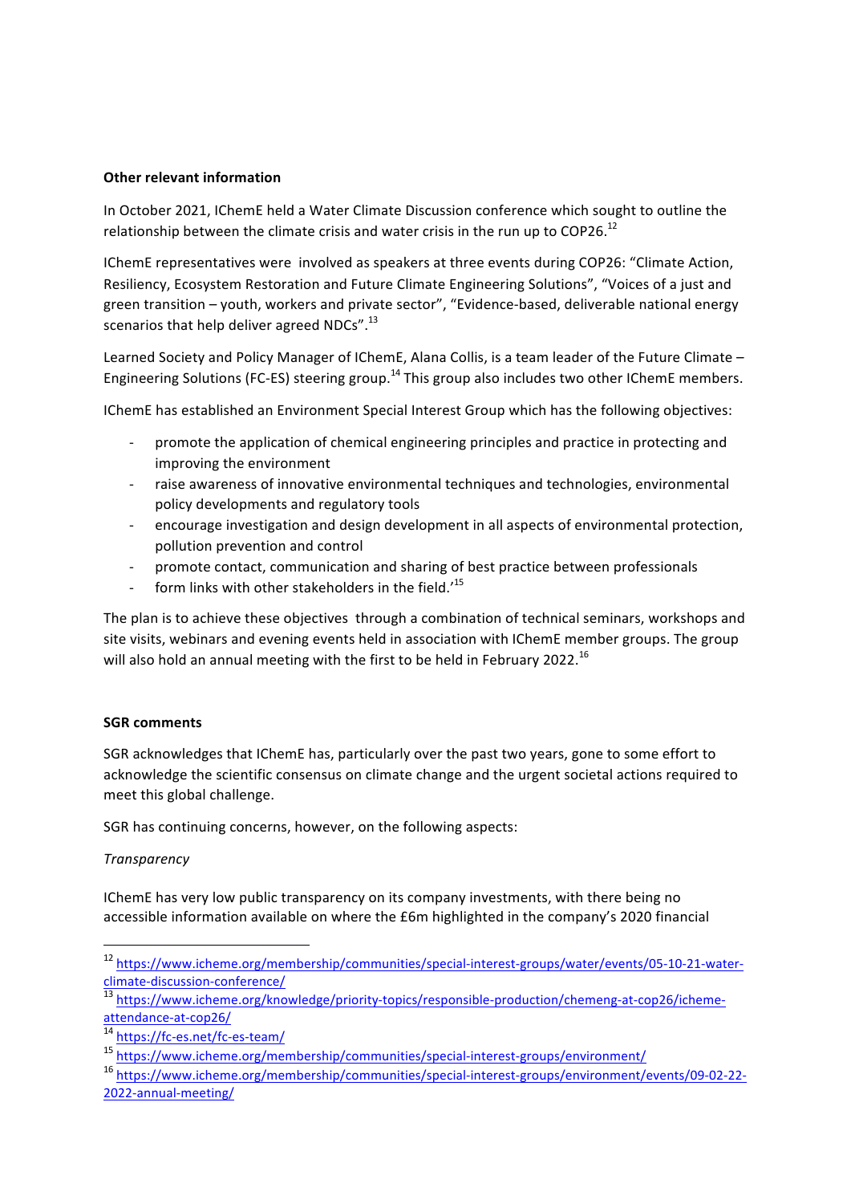**Other relevant information**

In October 2021, IChemE held a Water Climate Discussion conference which sought to outline the relationship between the climate crisis and water crisis in the run up to COP26.[12]

IChemE representatives were involved as speakers at three events during COP26: "Climate Action, Resiliency, Ecosystem Restoration and Future Climate Engineering Solutions", "Voices of a just and green transition – youth, workers and private sector", "Evidence-based, deliverable national energy scenarios that help deliver agreed NDCs".[13]

Learned Society and Policy Manager of IChemE, Alana Collis, is a team leader of the Future Climate – Engineering Solutions (FC-ES) steering group.[14] This group also includes two other IChemE members.

IChemE has established an Environment Special Interest Group which has the following objectives:

- promote the application of chemical engineering principles and practice in protecting and improving the environment
- raise awareness of innovative environmental techniques and technologies, environmental policy developments and regulatory tools
- encourage investigation and design development in all aspects of environmental protection, pollution prevention and control
- promote contact, communication and sharing of best practice between professionals
- form links with other stakeholders in the field.'[15]

The plan is to achieve these objectives through a combination of technical seminars, workshops and site visits, webinars and evening events held in association with IChemE member groups. The group will also hold an annual meeting with the first to be held in February 2022.[16]

**SGR comments**

SGR acknowledges that IChemE has, particularly over the past two years, gone to some effort to acknowledge the scientific consensus on climate change and the urgent societal actions required to meet this global challenge.

SGR has continuing concerns, however, on the following aspects:

*Transparency*

IChemE has very low public transparency on its company investments, with there being no accessible information available on where the £6m highlighted in the company's 2020 financial

---

[12] https://www.icheme.org/membership/communities/special-interest-groups/water/events/05-10-21-water-climate-discussion-conference/

[13] https://www.icheme.org/knowledge/priority-topics/responsible-production/chemeng-at-cop26/icheme-attendance-at-cop26/

[14] https://fc-es.net/fc-es-team/

[15] https://www.icheme.org/membership/communities/special-interest-groups/environment/

[16] https://www.icheme.org/membership/communities/special-interest-groups/environment/events/09-02-22-2022-annual-meeting/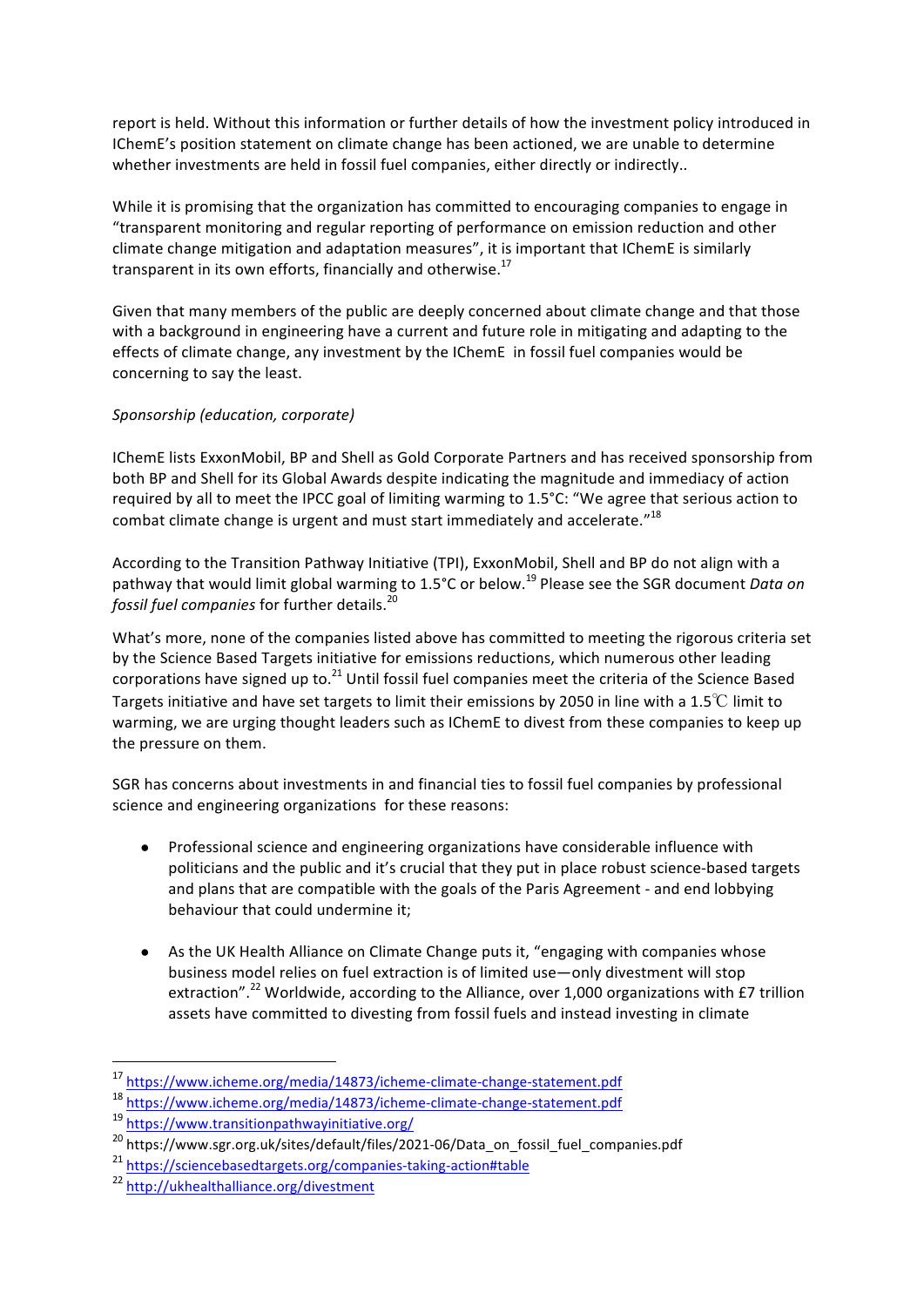report is held. Without this information or further details of how the investment policy introduced in IChemE's position statement on climate change has been actioned, we are unable to determine whether investments are held in fossil fuel companies, either directly or indirectly..

While it is promising that the organization has committed to encouraging companies to engage in "transparent monitoring and regular reporting of performance on emission reduction and other climate change mitigation and adaptation measures", it is important that IChemE is similarly transparent in its own efforts, financially and otherwise.[17]

Given that many members of the public are deeply concerned about climate change and that those with a background in engineering have a current and future role in mitigating and adapting to the effects of climate change, any investment by the IChemE in fossil fuel companies would be concerning to say the least.

*Sponsorship (education, corporate)*

IChemE lists ExxonMobil, BP and Shell as Gold Corporate Partners and has received sponsorship from both BP and Shell for its Global Awards despite indicating the magnitude and immediacy of action required by all to meet the IPCC goal of limiting warming to 1.5°C: "We agree that serious action to combat climate change is urgent and must start immediately and accelerate."[18]

According to the Transition Pathway Initiative (TPI), ExxonMobil, Shell and BP do not align with a pathway that would limit global warming to 1.5°C or below.[19] Please see the SGR document *Data on fossil fuel companies* for further details.[20]

What's more, none of the companies listed above has committed to meeting the rigorous criteria set by the Science Based Targets initiative for emissions reductions, which numerous other leading corporations have signed up to.[21] Until fossil fuel companies meet the criteria of the Science Based Targets initiative and have set targets to limit their emissions by 2050 in line with a 1.5℃ limit to warming, we are urging thought leaders such as IChemE to divest from these companies to keep up the pressure on them.

SGR has concerns about investments in and financial ties to fossil fuel companies by professional science and engineering organizations for these reasons:

- Professional science and engineering organizations have considerable influence with politicians and the public and it's crucial that they put in place robust science-based targets and plans that are compatible with the goals of the Paris Agreement - and end lobbying behaviour that could undermine it;

- As the UK Health Alliance on Climate Change puts it, "engaging with companies whose business model relies on fuel extraction is of limited use—only divestment will stop extraction".[22] Worldwide, according to the Alliance, over 1,000 organizations with £7 trillion assets have committed to divesting from fossil fuels and instead investing in climate

---

[17] https://www.icheme.org/media/14873/icheme-climate-change-statement.pdf

[18] https://www.icheme.org/media/14873/icheme-climate-change-statement.pdf

[19] https://www.transitionpathwayinitiative.org/

[20] https://www.sgr.org.uk/sites/default/files/2021-06/Data_on_fossil_fuel_companies.pdf

[21] https://sciencebasedtargets.org/companies-taking-action#table

[22] http://ukhealthalliance.org/divestment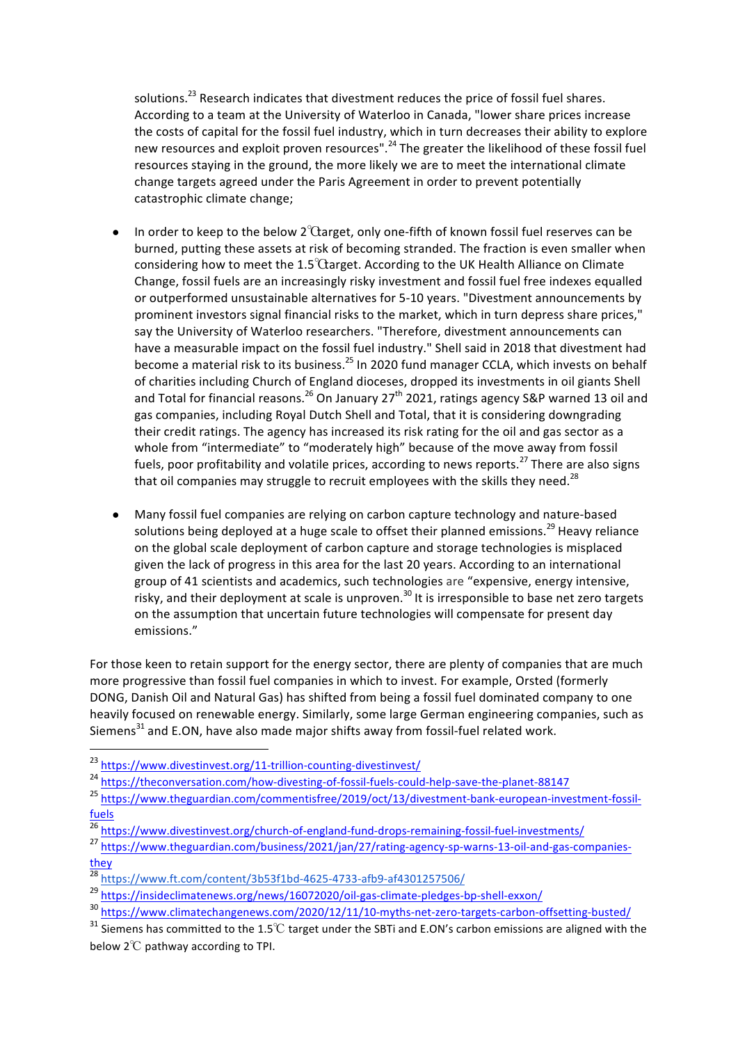solutions.[23] Research indicates that divestment reduces the price of fossil fuel shares. According to a team at the University of Waterloo in Canada, "lower share prices increase the costs of capital for the fossil fuel industry, which in turn decreases their ability to explore new resources and exploit proven resources".[24] The greater the likelihood of these fossil fuel resources staying in the ground, the more likely we are to meet the international climate change targets agreed under the Paris Agreement in order to prevent potentially catastrophic climate change;

- In order to keep to the below 2℃ target, only one-fifth of known fossil fuel reserves can be burned, putting these assets at risk of becoming stranded. The fraction is even smaller when considering how to meet the 1.5℃ target. According to the UK Health Alliance on Climate Change, fossil fuels are an increasingly risky investment and fossil fuel free indexes equalled or outperformed unsustainable alternatives for 5-10 years. "Divestment announcements by prominent investors signal financial risks to the market, which in turn depress share prices," say the University of Waterloo researchers. "Therefore, divestment announcements can have a measurable impact on the fossil fuel industry." Shell said in 2018 that divestment had become a material risk to its business.[25] In 2020 fund manager CCLA, which invests on behalf of charities including Church of England dioceses, dropped its investments in oil giants Shell and Total for financial reasons.[26] On January 27th 2021, ratings agency S&P warned 13 oil and gas companies, including Royal Dutch Shell and Total, that it is considering downgrading their credit ratings. The agency has increased its risk rating for the oil and gas sector as a whole from "intermediate" to "moderately high" because of the move away from fossil fuels, poor profitability and volatile prices, according to news reports.[27] There are also signs that oil companies may struggle to recruit employees with the skills they need.[28]

- Many fossil fuel companies are relying on carbon capture technology and nature-based solutions being deployed at a huge scale to offset their planned emissions.[29] Heavy reliance on the global scale deployment of carbon capture and storage technologies is misplaced given the lack of progress in this area for the last 20 years. According to an international group of 41 scientists and academics, such technologies are "expensive, energy intensive, risky, and their deployment at scale is unproven.[30] It is irresponsible to base net zero targets on the assumption that uncertain future technologies will compensate for present day emissions."

For those keen to retain support for the energy sector, there are plenty of companies that are much more progressive than fossil fuel companies in which to invest. For example, Orsted (formerly DONG, Danish Oil and Natural Gas) has shifted from being a fossil fuel dominated company to one heavily focused on renewable energy. Similarly, some large German engineering companies, such as Siemens[31] and E.ON, have also made major shifts away from fossil-fuel related work.

---

[23] https://www.divestinvest.org/11-trillion-counting-divestinvest/

[24] https://theconversation.com/how-divesting-of-fossil-fuels-could-help-save-the-planet-88147

[25] https://www.theguardian.com/commentisfree/2019/oct/13/divestment-bank-european-investment-fossil-fuels

[26] https://www.divestinvest.org/church-of-england-fund-drops-remaining-fossil-fuel-investments/

[27] https://www.theguardian.com/business/2021/jan/27/rating-agency-sp-warns-13-oil-and-gas-companies-they

[28] https://www.ft.com/content/3b53f1bd-4625-4733-afb9-af4301257506/

[29] https://insideclimatenews.org/news/16072020/oil-gas-climate-pledges-bp-shell-exxon/

[30] https://www.climatechangenews.com/2020/12/11/10-myths-net-zero-targets-carbon-offsetting-busted/

[31] Siemens has committed to the 1.5℃ target under the SBTi and E.ON's carbon emissions are aligned with the below 2℃ pathway according to TPI.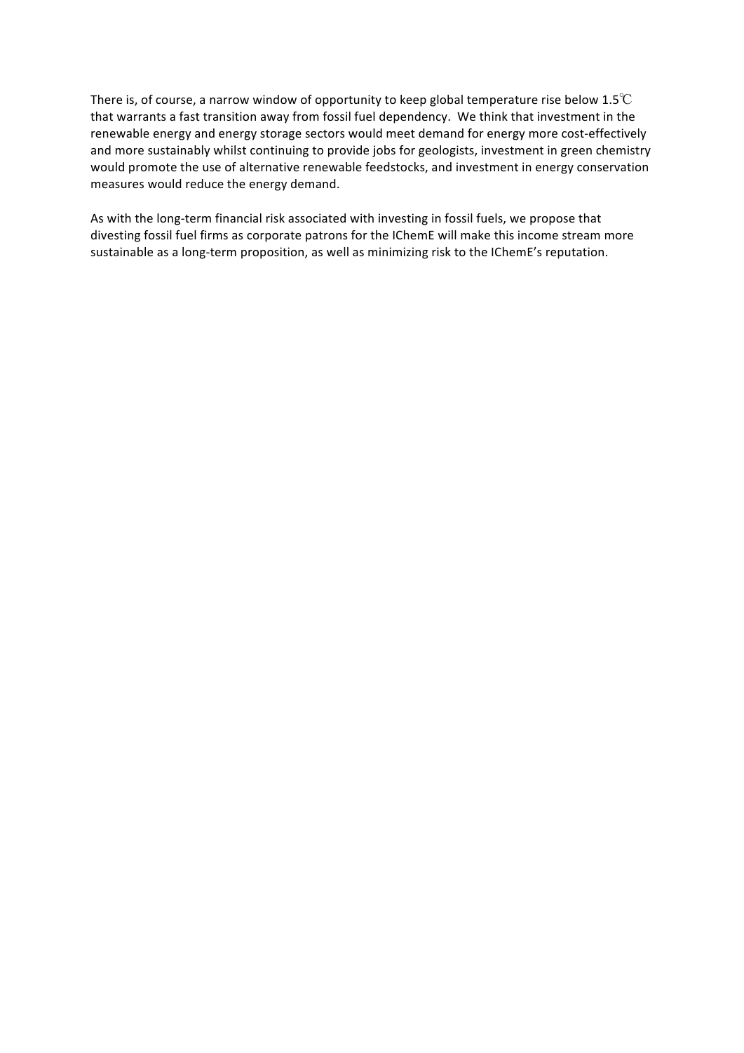There is, of course, a narrow window of opportunity to keep global temperature rise below 1.5℃ that warrants a fast transition away from fossil fuel dependency. We think that investment in the renewable energy and energy storage sectors would meet demand for energy more cost-effectively and more sustainably whilst continuing to provide jobs for geologists, investment in green chemistry would promote the use of alternative renewable feedstocks, and investment in energy conservation measures would reduce the energy demand.

As with the long-term financial risk associated with investing in fossil fuels, we propose that divesting fossil fuel firms as corporate patrons for the IChemE will make this income stream more sustainable as a long-term proposition, as well as minimizing risk to the IChemE's reputation.